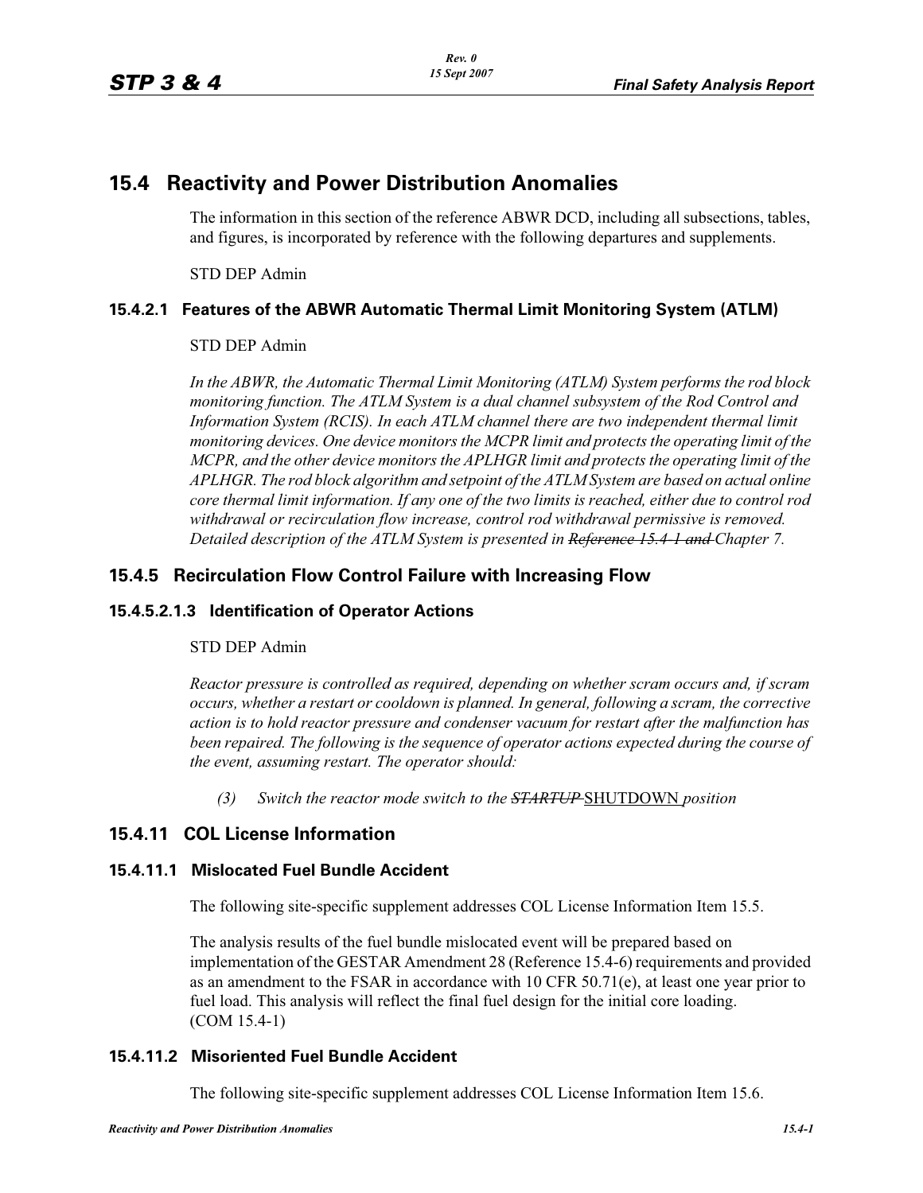# 15.4 Reactivity and Power Distribution Anomalies

The information in this section of the reference ABWR DCD, including all subsections, tables, and figures, is incorporated by reference with the following departures and supplements.

STD DEP Admin

## 15.4.2.1 Features of the ABWR Automatic Thermal Limit Monitoring System (ATLM)

STD DEP Admin

*In the ABWR, the Automatic Thermal Limit Monitoring (ATLM) System performs the rod block monitoring function. The ATLM System is a dual channel subsystem of the Rod Control and Information System (RCIS). In each ATLM channel there are two independent thermal limit monitoring devices. One device monitors the MCPR limit and protects the operating limit of the MCPR, and the other device monitors the APLHGR limit and protects the operating limit of the APLHGR. The rod block algorithm and setpoint of the ATLM System are based on actual online core thermal limit information. If any one of the two limits is reached, either due to control rod withdrawal or recirculation flow increase, control rod withdrawal permissive is removed. Detailed description of the ATLM System is presented in ~~Reference 15.4-1 and~~ Chapter 7.*

## 15.4.5 Recirculation Flow Control Failure with Increasing Flow

### 15.4.5.2.1.3 Identification of Operator Actions

STD DEP Admin

*Reactor pressure is controlled as required, depending on whether scram occurs and, if scram occurs, whether a restart or cooldown is planned. In general, following a scram, the corrective action is to hold reactor pressure and condenser vacuum for restart after the malfunction has been repaired. The following is the sequence of operator actions expected during the course of the event, assuming restart. The operator should:*

*(3) Switch the reactor mode switch to the ~~STARTUP~~* <u>SHUTDOWN</u> *position*

## 15.4.11 COL License Information

### 15.4.11.1 Mislocated Fuel Bundle Accident

The following site-specific supplement addresses COL License Information Item 15.5.

The analysis results of the fuel bundle mislocated event will be prepared based on implementation of the GESTAR Amendment 28 (Reference 15.4-6) requirements and provided as an amendment to the FSAR in accordance with 10 CFR 50.71(e), at least one year prior to fuel load. This analysis will reflect the final fuel design for the initial core loading. (COM 15.4-1)

### 15.4.11.2 Misoriented Fuel Bundle Accident

The following site-specific supplement addresses COL License Information Item 15.6.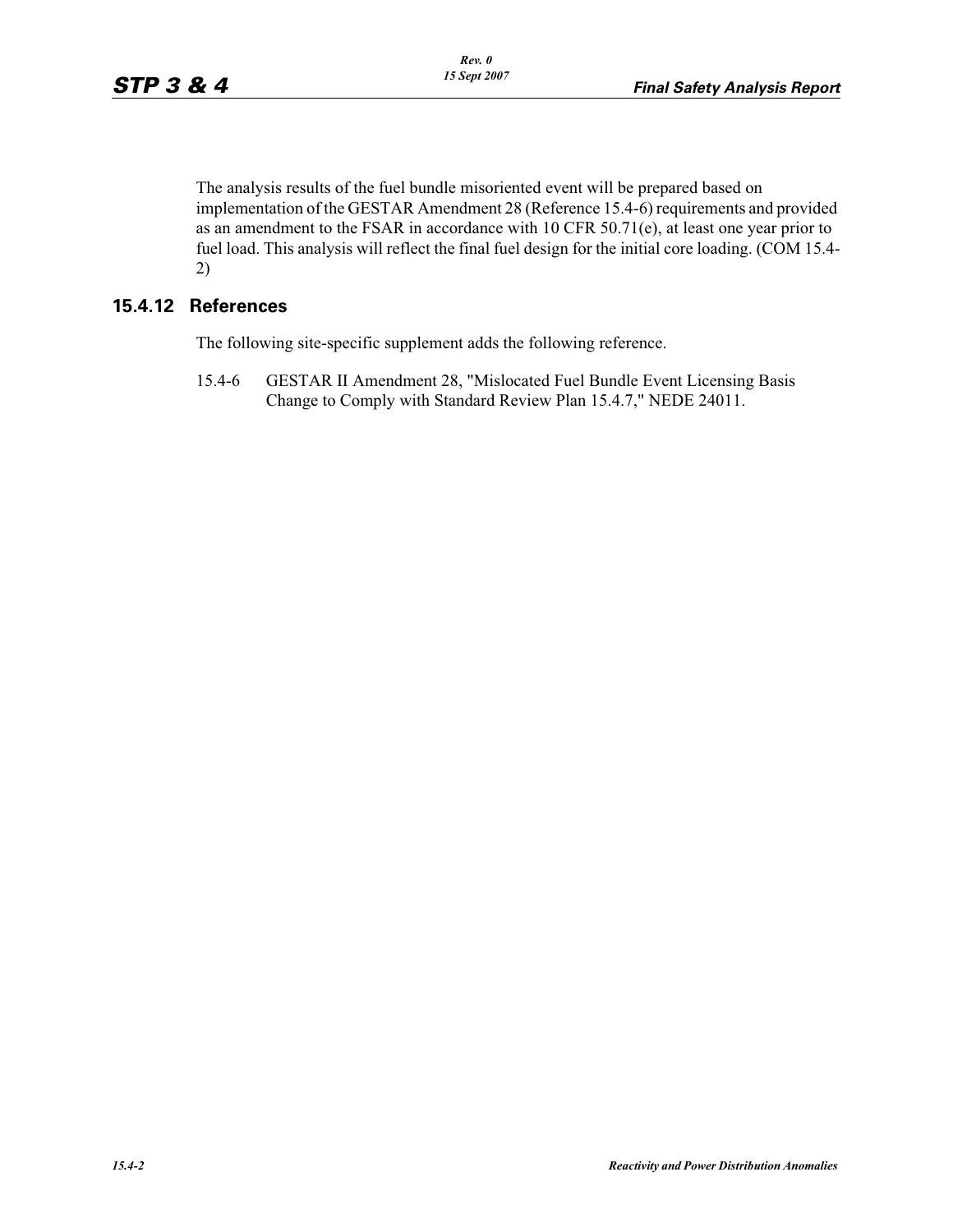The analysis results of the fuel bundle misoriented event will be prepared based on implementation of the GESTAR Amendment 28 (Reference 15.4-6) requirements and provided as an amendment to the FSAR in accordance with 10 CFR 50.71(e), at least one year prior to fuel load. This analysis will reflect the final fuel design for the initial core loading. (COM 15.4-2)

### 15.4.12 References

The following site-specific supplement adds the following reference.

15.4-6 GESTAR II Amendment 28, "Mislocated Fuel Bundle Event Licensing Basis Change to Comply with Standard Review Plan 15.4.7," NEDE 24011.